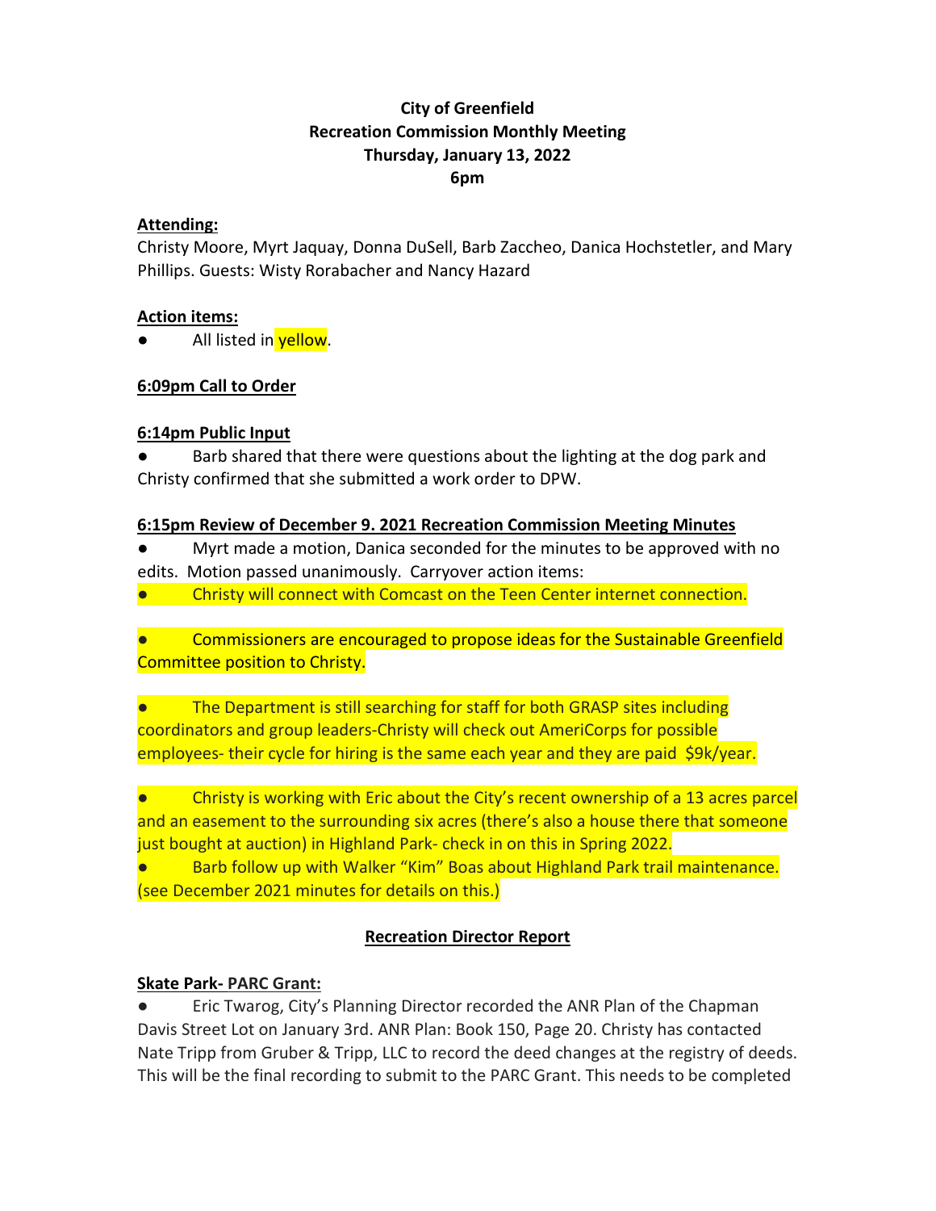**City of Greenfield**
**Recreation Commission Monthly Meeting**
**Thursday, January 13, 2022**
**6pm**

**Attending:**
Christy Moore, Myrt Jaquay, Donna DuSell, Barb Zaccheo, Danica Hochstetler, and Mary Phillips. Guests: Wisty Rorabacher and Nancy Hazard

**Action items:**

- All listed in yellow.

**6:09pm Call to Order**

**6:14pm Public Input**

- Barb shared that there were questions about the lighting at the dog park and Christy confirmed that she submitted a work order to DPW.

**6:15pm Review of December 9. 2021 Recreation Commission Meeting Minutes**

- Myrt made a motion, Danica seconded for the minutes to be approved with no edits. Motion passed unanimously. Carryover action items:
- Christy will connect with Comcast on the Teen Center internet connection.
- Commissioners are encouraged to propose ideas for the Sustainable Greenfield Committee position to Christy.
- The Department is still searching for staff for both GRASP sites including coordinators and group leaders-Christy will check out AmeriCorps for possible employees- their cycle for hiring is the same each year and they are paid $9k/year.
- Christy is working with Eric about the City's recent ownership of a 13 acres parcel and an easement to the surrounding six acres (there's also a house there that someone just bought at auction) in Highland Park- check in on this in Spring 2022.
- Barb follow up with Walker "Kim" Boas about Highland Park trail maintenance. (see December 2021 minutes for details on this.)

**Recreation Director Report**

**Skate Park- PARC Grant:**

- Eric Twarog, City's Planning Director recorded the ANR Plan of the Chapman Davis Street Lot on January 3rd. ANR Plan: Book 150, Page 20. Christy has contacted Nate Tripp from Gruber & Tripp, LLC to record the deed changes at the registry of deeds. This will be the final recording to submit to the PARC Grant. This needs to be completed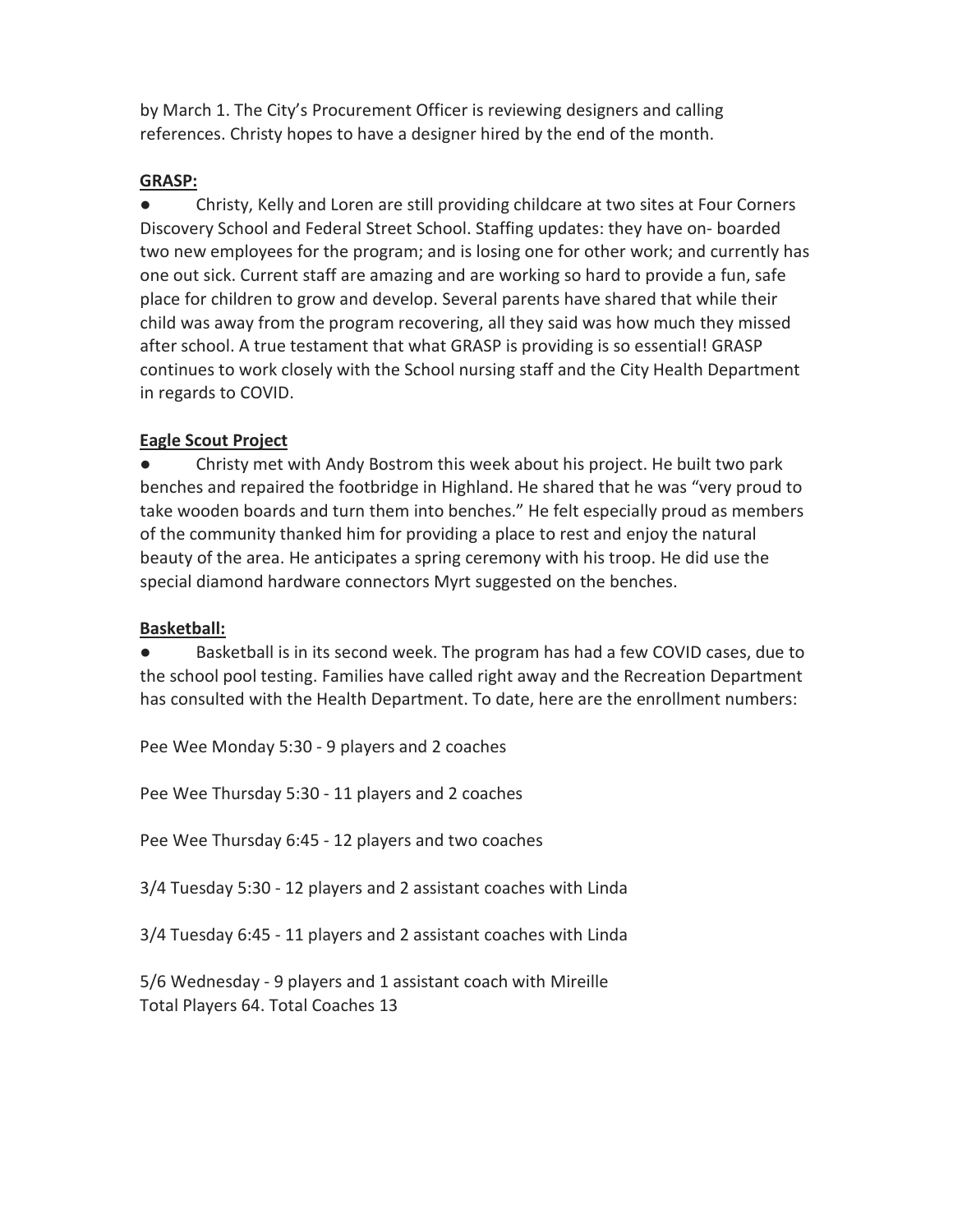by March 1. The City's Procurement Officer is reviewing designers and calling references. Christy hopes to have a designer hired by the end of the month.

**GRASP:**

- Christy, Kelly and Loren are still providing childcare at two sites at Four Corners Discovery School and Federal Street School. Staffing updates: they have on- boarded two new employees for the program; and is losing one for other work; and currently has one out sick. Current staff are amazing and are working so hard to provide a fun, safe place for children to grow and develop. Several parents have shared that while their child was away from the program recovering, all they said was how much they missed after school. A true testament that what GRASP is providing is so essential! GRASP continues to work closely with the School nursing staff and the City Health Department in regards to COVID.

**Eagle Scout Project**

- Christy met with Andy Bostrom this week about his project. He built two park benches and repaired the footbridge in Highland. He shared that he was "very proud to take wooden boards and turn them into benches." He felt especially proud as members of the community thanked him for providing a place to rest and enjoy the natural beauty of the area. He anticipates a spring ceremony with his troop. He did use the special diamond hardware connectors Myrt suggested on the benches.

**Basketball:**

- Basketball is in its second week. The program has had a few COVID cases, due to the school pool testing. Families have called right away and the Recreation Department has consulted with the Health Department. To date, here are the enrollment numbers:

Pee Wee Monday 5:30 - 9 players and 2 coaches

Pee Wee Thursday 5:30 - 11 players and 2 coaches

Pee Wee Thursday 6:45 - 12 players and two coaches

3/4 Tuesday 5:30 - 12 players and 2 assistant coaches with Linda

3/4 Tuesday 6:45 - 11 players and 2 assistant coaches with Linda

5/6 Wednesday - 9 players and 1 assistant coach with Mireille
Total Players 64. Total Coaches 13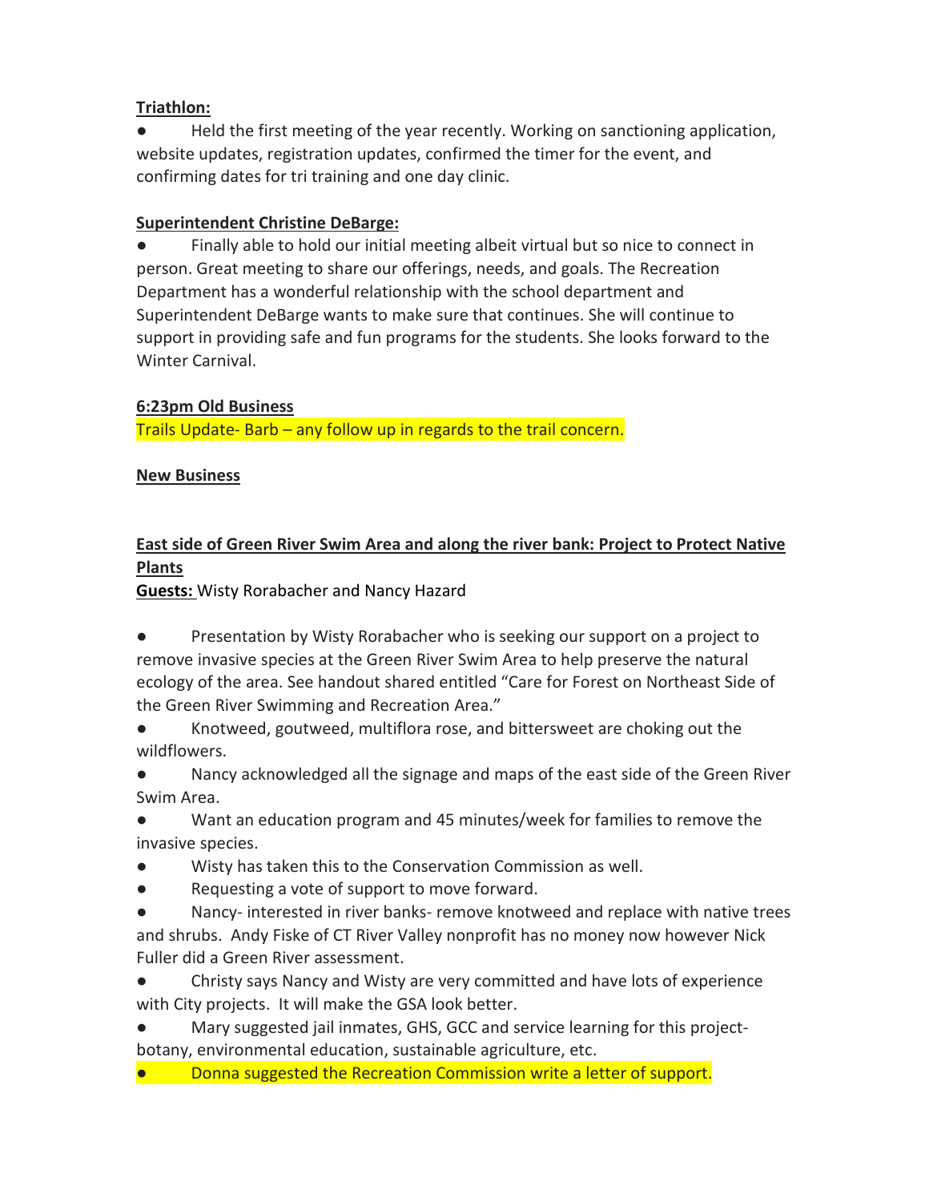**Triathlon:**

- Held the first meeting of the year recently. Working on sanctioning application, website updates, registration updates, confirmed the timer for the event, and confirming dates for tri training and one day clinic.

**Superintendent Christine DeBarge:**

- Finally able to hold our initial meeting albeit virtual but so nice to connect in person. Great meeting to share our offerings, needs, and goals. The Recreation Department has a wonderful relationship with the school department and Superintendent DeBarge wants to make sure that continues. She will continue to support in providing safe and fun programs for the students. She looks forward to the Winter Carnival.

**6:23pm Old Business**

Trails Update- Barb – any follow up in regards to the trail concern.

**New Business**

**East side of Green River Swim Area and along the river bank: Project to Protect Native Plants**

**Guests:** Wisty Rorabacher and Nancy Hazard

- Presentation by Wisty Rorabacher who is seeking our support on a project to remove invasive species at the Green River Swim Area to help preserve the natural ecology of the area. See handout shared entitled "Care for Forest on Northeast Side of the Green River Swimming and Recreation Area."
- Knotweed, goutweed, multiflora rose, and bittersweet are choking out the wildflowers.
- Nancy acknowledged all the signage and maps of the east side of the Green River Swim Area.
- Want an education program and 45 minutes/week for families to remove the invasive species.
- Wisty has taken this to the Conservation Commission as well.
- Requesting a vote of support to move forward.
- Nancy- interested in river banks- remove knotweed and replace with native trees and shrubs. Andy Fiske of CT River Valley nonprofit has no money now however Nick Fuller did a Green River assessment.
- Christy says Nancy and Wisty are very committed and have lots of experience with City projects. It will make the GSA look better.
- Mary suggested jail inmates, GHS, GCC and service learning for this project- botany, environmental education, sustainable agriculture, etc.
- Donna suggested the Recreation Commission write a letter of support.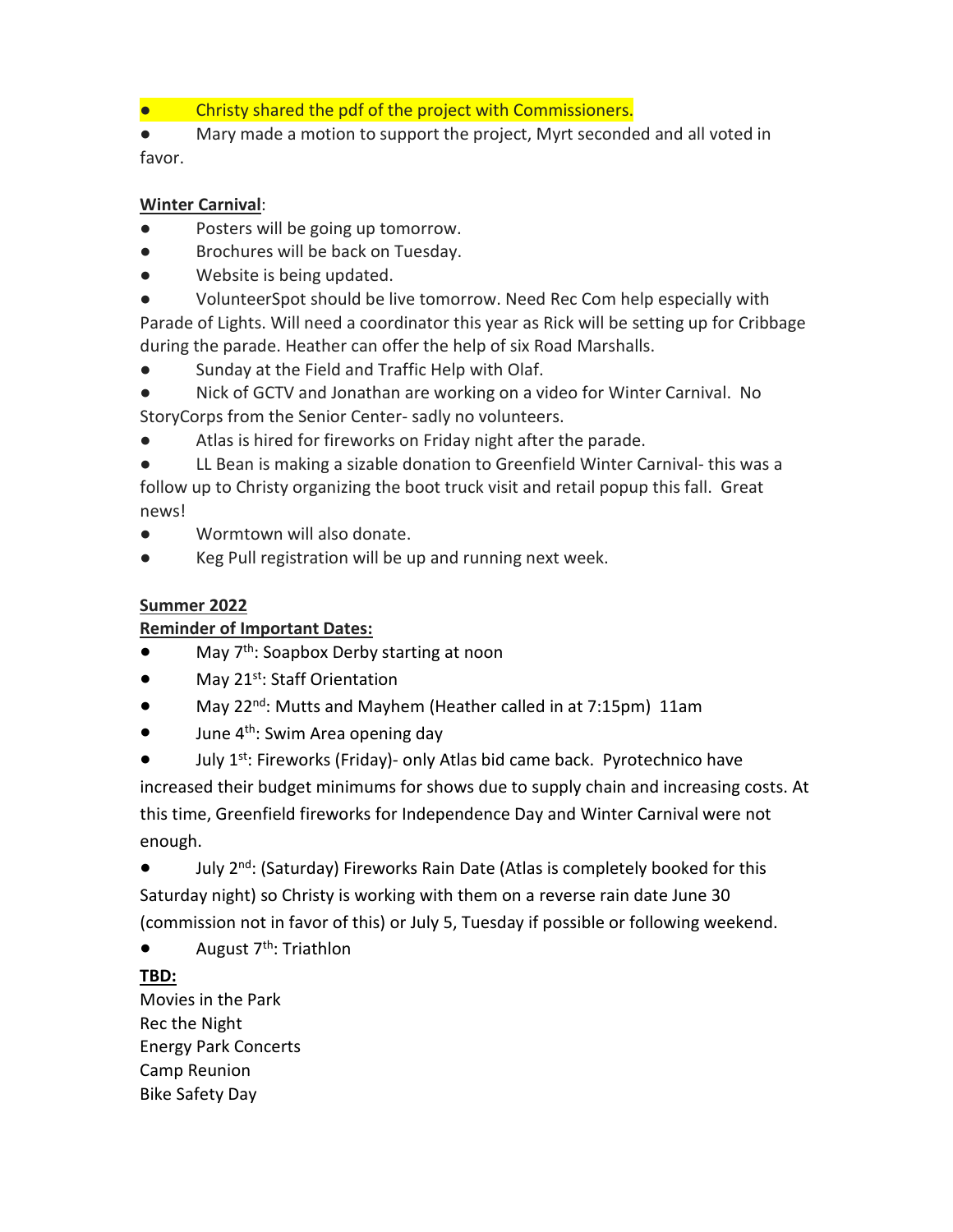- Christy shared the pdf of the project with Commissioners.
- Mary made a motion to support the project, Myrt seconded and all voted in favor.

**Winter Carnival**:

- Posters will be going up tomorrow.
- Brochures will be back on Tuesday.
- Website is being updated.
- VolunteerSpot should be live tomorrow. Need Rec Com help especially with Parade of Lights. Will need a coordinator this year as Rick will be setting up for Cribbage during the parade. Heather can offer the help of six Road Marshalls.
- Sunday at the Field and Traffic Help with Olaf.
- Nick of GCTV and Jonathan are working on a video for Winter Carnival. No StoryCorps from the Senior Center- sadly no volunteers.
- Atlas is hired for fireworks on Friday night after the parade.
- LL Bean is making a sizable donation to Greenfield Winter Carnival- this was a follow up to Christy organizing the boot truck visit and retail popup this fall. Great news!
- Wormtown will also donate.
- Keg Pull registration will be up and running next week.

**Summer 2022**

**Reminder of Important Dates:**

- May 7th: Soapbox Derby starting at noon
- May 21st: Staff Orientation
- May 22nd: Mutts and Mayhem (Heather called in at 7:15pm) 11am
- June 4th: Swim Area opening day
- July 1st: Fireworks (Friday)- only Atlas bid came back. Pyrotechnico have increased their budget minimums for shows due to supply chain and increasing costs. At this time, Greenfield fireworks for Independence Day and Winter Carnival were not enough.
- July 2nd: (Saturday) Fireworks Rain Date (Atlas is completely booked for this Saturday night) so Christy is working with them on a reverse rain date June 30 (commission not in favor of this) or July 5, Tuesday if possible or following weekend.
- August 7th: Triathlon

**TBD:**

Movies in the Park
Rec the Night
Energy Park Concerts
Camp Reunion
Bike Safety Day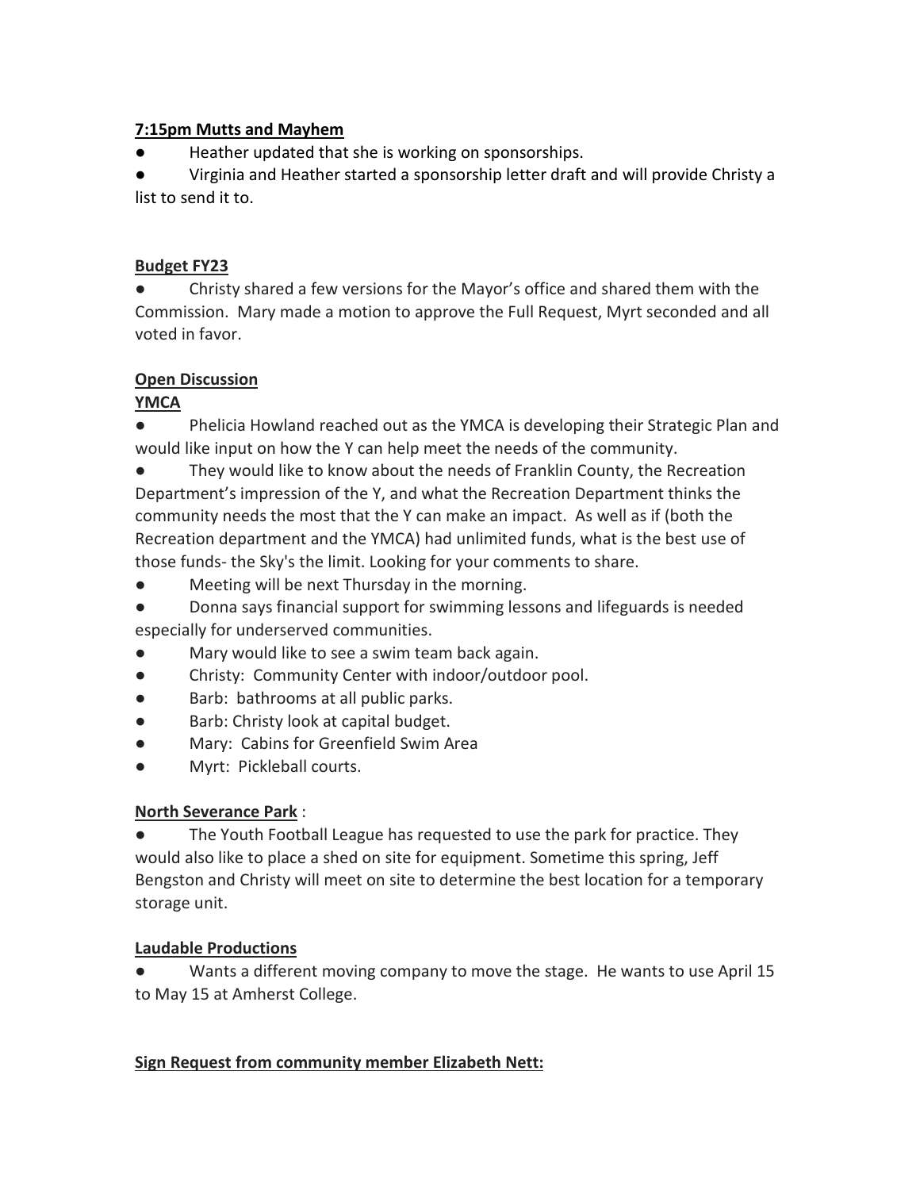**7:15pm Mutts and Mayhem**

- Heather updated that she is working on sponsorships.
- Virginia and Heather started a sponsorship letter draft and will provide Christy a list to send it to.

**Budget FY23**

- Christy shared a few versions for the Mayor's office and shared them with the Commission. Mary made a motion to approve the Full Request, Myrt seconded and all voted in favor.

**Open Discussion**

**YMCA**

- Phelicia Howland reached out as the YMCA is developing their Strategic Plan and would like input on how the Y can help meet the needs of the community.
- They would like to know about the needs of Franklin County, the Recreation Department's impression of the Y, and what the Recreation Department thinks the community needs the most that the Y can make an impact. As well as if (both the Recreation department and the YMCA) had unlimited funds, what is the best use of those funds- the Sky's the limit. Looking for your comments to share.
- Meeting will be next Thursday in the morning.
- Donna says financial support for swimming lessons and lifeguards is needed especially for underserved communities.
- Mary would like to see a swim team back again.
- Christy: Community Center with indoor/outdoor pool.
- Barb: bathrooms at all public parks.
- Barb: Christy look at capital budget.
- Mary: Cabins for Greenfield Swim Area
- Myrt: Pickleball courts.

**North Severance Park** :

- The Youth Football League has requested to use the park for practice. They would also like to place a shed on site for equipment. Sometime this spring, Jeff Bengston and Christy will meet on site to determine the best location for a temporary storage unit.

**Laudable Productions**

- Wants a different moving company to move the stage. He wants to use April 15 to May 15 at Amherst College.

**Sign Request from community member Elizabeth Nett:**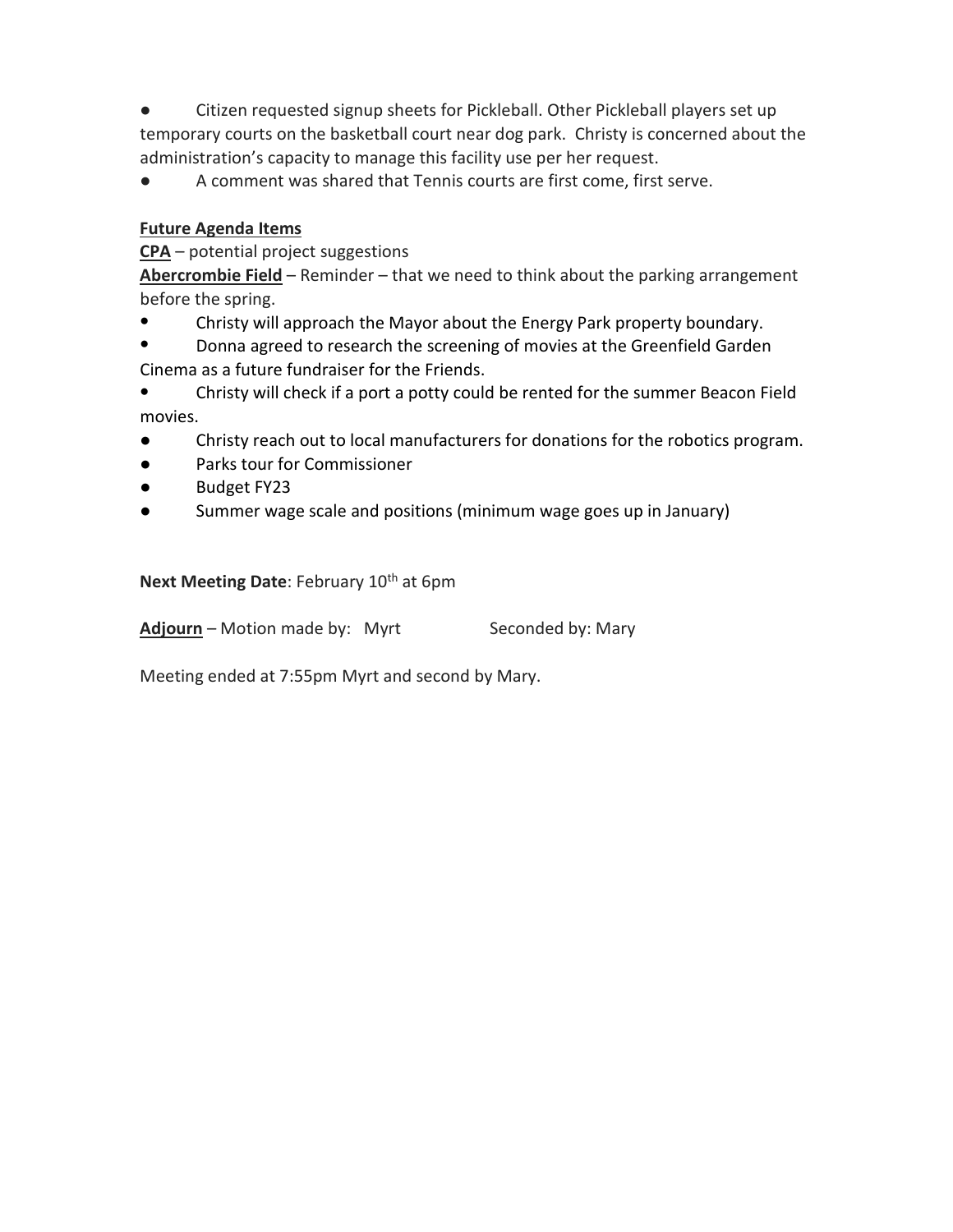- Citizen requested signup sheets for Pickleball. Other Pickleball players set up temporary courts on the basketball court near dog park. Christy is concerned about the administration's capacity to manage this facility use per her request.
- A comment was shared that Tennis courts are first come, first serve.

**Future Agenda Items**

**CPA** – potential project suggestions

**Abercrombie Field** – Reminder – that we need to think about the parking arrangement before the spring.

- Christy will approach the Mayor about the Energy Park property boundary.
- Donna agreed to research the screening of movies at the Greenfield Garden Cinema as a future fundraiser for the Friends.
- Christy will check if a port a potty could be rented for the summer Beacon Field movies.
- Christy reach out to local manufacturers for donations for the robotics program.
- Parks tour for Commissioner
- Budget FY23
- Summer wage scale and positions (minimum wage goes up in January)

**Next Meeting Date**: February 10th at 6pm

**Adjourn** – Motion made by: Myrt Seconded by: Mary

Meeting ended at 7:55pm Myrt and second by Mary.